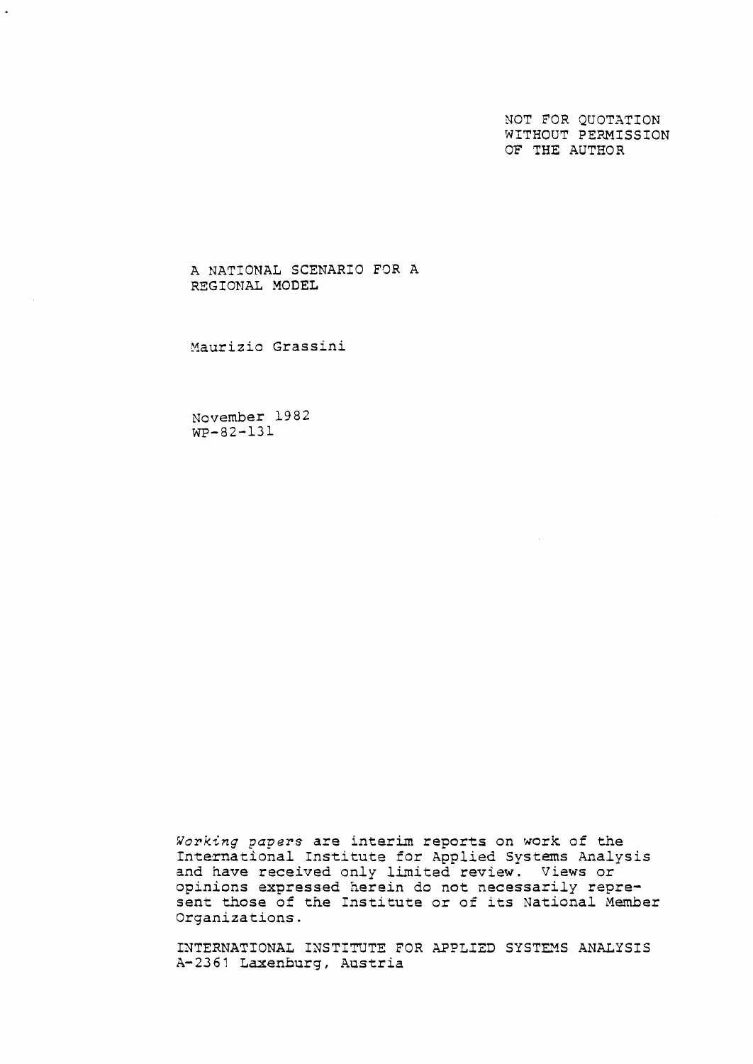NOT FOR QUOTATION
WITHOUT PERMISSION
OF THE AUTHOR

# A NATIONAL SCENARIO FOR A REGIONAL MODEL

Maurizio Grassini

November 1982
WP-82-131

*Working papers* are interim reports on work of the International Institute for Applied Systems Analysis and have received only limited review. Views or opinions expressed herein do not necessarily represent those of the Institute or of its National Member Organizations.

INTERNATIONAL INSTITUTE FOR APPLIED SYSTEMS ANALYSIS
A-2361 Laxenburg, Austria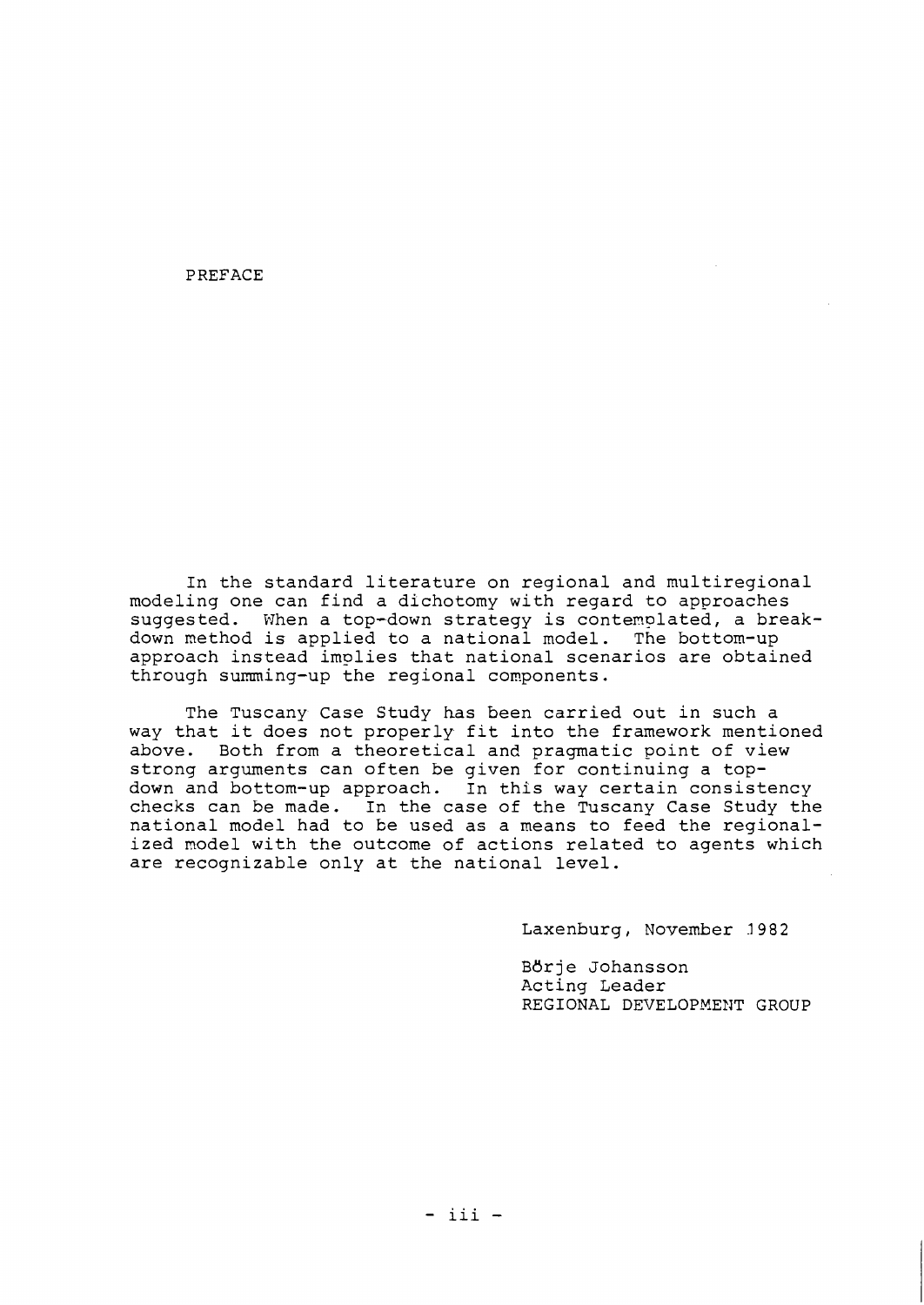# PREFACE

In the standard literature on regional and multiregional modeling one can find a dichotomy with regard to approaches suggested. When a top-down strategy is contemplated, a breakdown method is applied to a national model. The bottom-up approach instead implies that national scenarios are obtained through summing-up the regional components.

The Tuscany Case Study has been carried out in such a way that it does not properly fit into the framework mentioned above. Both from a theoretical and pragmatic point of view strong arguments can often be given for continuing a top-down and bottom-up approach. In this way certain consistency checks can be made. In the case of the Tuscany Case Study the national model had to be used as a means to feed the regionalized model with the outcome of actions related to agents which are recognizable only at the national level.

Laxenburg, November 1982

Börje Johansson
Acting Leader
REGIONAL DEVELOPMENT GROUP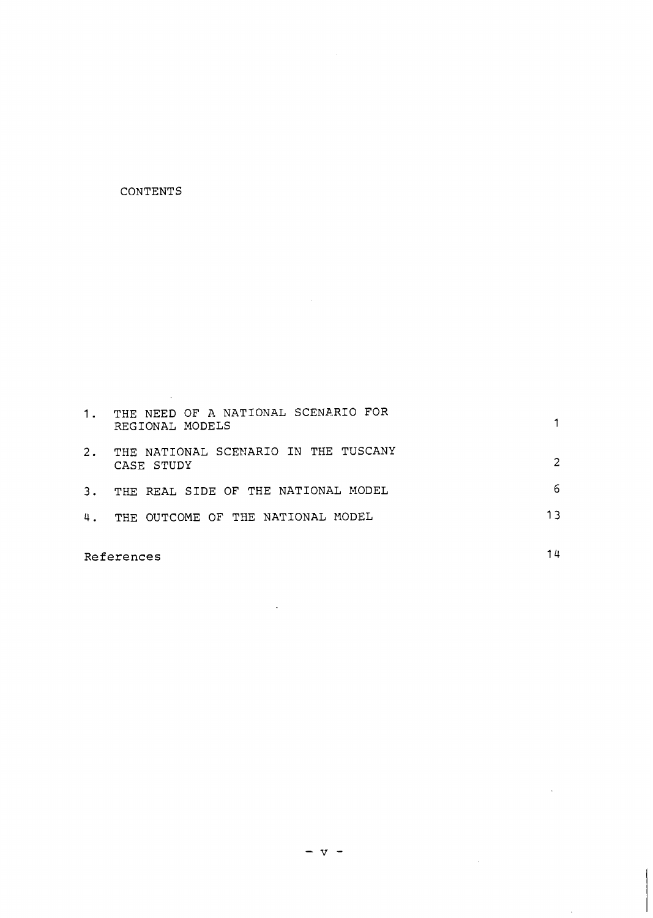# CONTENTS

| | | |
|---|---|---|
| 1. | THE NEED OF A NATIONAL SCENARIO FOR REGIONAL MODELS | 1 |
| 2. | THE NATIONAL SCENARIO IN THE TUSCANY CASE STUDY | 2 |
| 3. | THE REAL SIDE OF THE NATIONAL MODEL | 6 |
| 4. | THE OUTCOME OF THE NATIONAL MODEL | 13 |
| References | | 14 |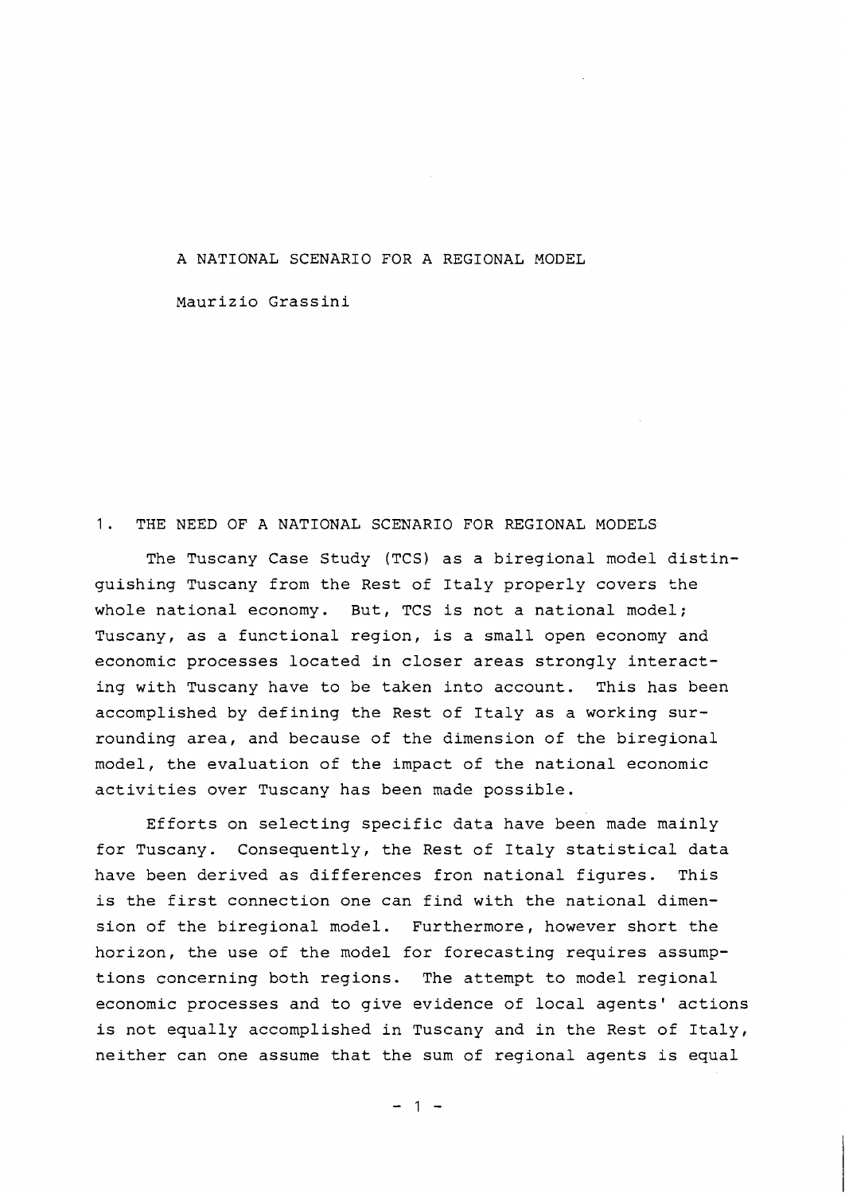# A NATIONAL SCENARIO FOR A REGIONAL MODEL

Maurizio Grassini

## 1. THE NEED OF A NATIONAL SCENARIO FOR REGIONAL MODELS

The Tuscany Case Study (TCS) as a biregional model distinguishing Tuscany from the Rest of Italy properly covers the whole national economy. But, TCS is not a national model; Tuscany, as a functional region, is a small open economy and economic processes located in closer areas strongly interacting with Tuscany have to be taken into account. This has been accomplished by defining the Rest of Italy as a working surrounding area, and because of the dimension of the biregional model, the evaluation of the impact of the national economic activities over Tuscany has been made possible.

Efforts on selecting specific data have been made mainly for Tuscany. Consequently, the Rest of Italy statistical data have been derived as differences fron national figures. This is the first connection one can find with the national dimension of the biregional model. Furthermore, however short the horizon, the use of the model for forecasting requires assumptions concerning both regions. The attempt to model regional economic processes and to give evidence of local agents' actions is not equally accomplished in Tuscany and in the Rest of Italy, neither can one assume that the sum of regional agents is equal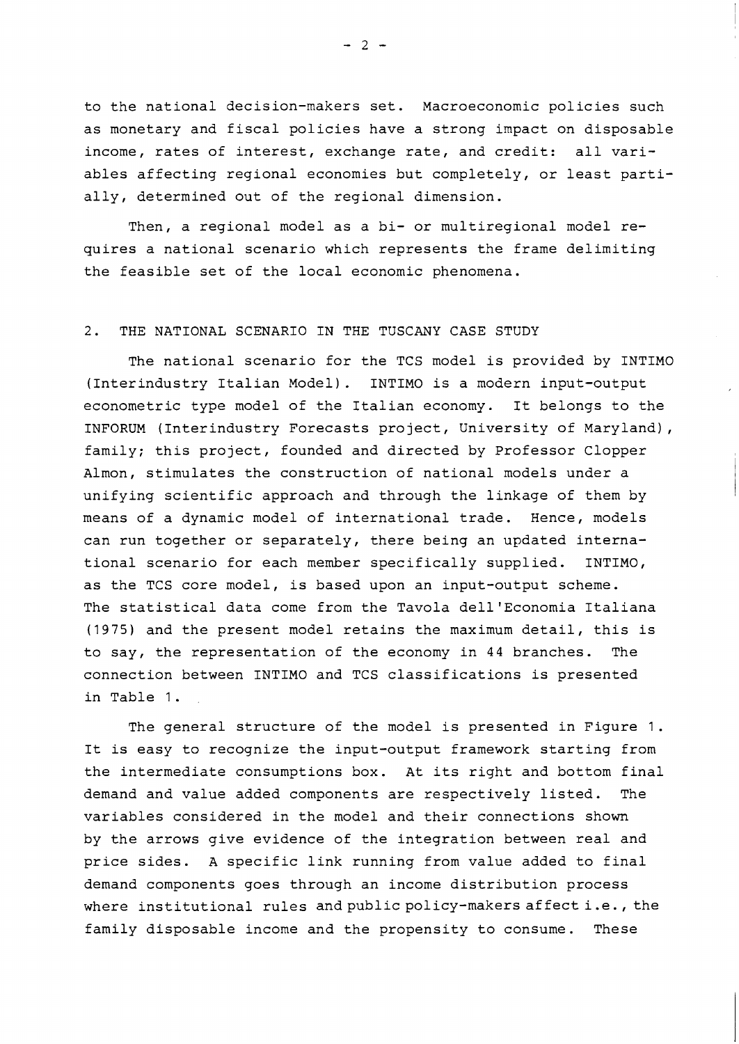to the national decision-makers set. Macroeconomic policies such as monetary and fiscal policies have a strong impact on disposable income, rates of interest, exchange rate, and credit: all variables affecting regional economies but completely, or least partially, determined out of the regional dimension.

Then, a regional model as a bi- or multiregional model requires a national scenario which represents the frame delimiting the feasible set of the local economic phenomena.

## 2. THE NATIONAL SCENARIO IN THE TUSCANY CASE STUDY

The national scenario for the TCS model is provided by INTIMO (Interindustry Italian Model). INTIMO is a modern input-output econometric type model of the Italian economy. It belongs to the INFORUM (Interindustry Forecasts project, University of Maryland), family; this project, founded and directed by Professor Clopper Almon, stimulates the construction of national models under a unifying scientific approach and through the linkage of them by means of a dynamic model of international trade. Hence, models can run together or separately, there being an updated international scenario for each member specifically supplied. INTIMO, as the TCS core model, is based upon an input-output scheme. The statistical data come from the Tavola dell'Economia Italiana (1975) and the present model retains the maximum detail, this is to say, the representation of the economy in 44 branches. The connection between INTIMO and TCS classifications is presented in Table 1.

The general structure of the model is presented in Figure 1. It is easy to recognize the input-output framework starting from the intermediate consumptions box. At its right and bottom final demand and value added components are respectively listed. The variables considered in the model and their connections shown by the arrows give evidence of the integration between real and price sides. A specific link running from value added to final demand components goes through an income distribution process where institutional rules and public policy-makers affect i.e., the family disposable income and the propensity to consume. These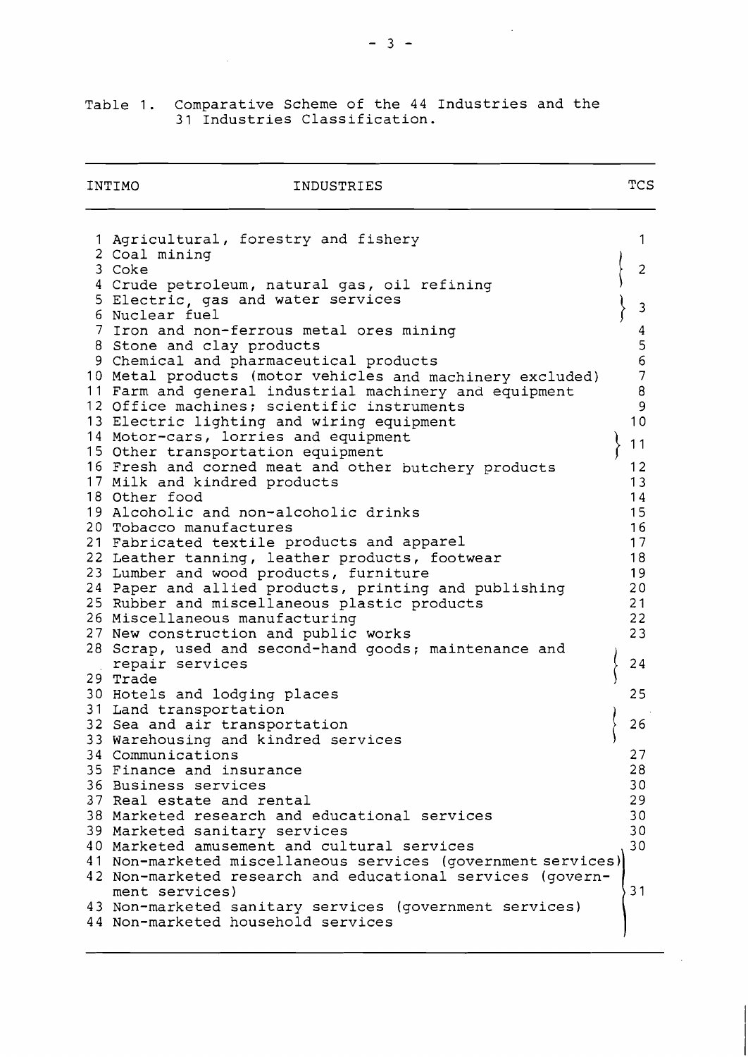Table 1. Comparative Scheme of the 44 Industries and the 31 Industries Classification.

| INTIMO | INDUSTRIES | TCS |
|---|---|---|
| 1 | Agricultural, forestry and fishery | 1 |
| 2 | Coal mining | 2 |
| 3 | Coke | 2 |
| 4 | Crude petroleum, natural gas, oil refining | 2 |
| 5 | Electric, gas and water services | 3 |
| 6 | Nuclear fuel | 3 |
| 7 | Iron and non-ferrous metal ores mining | 4 |
| 8 | Stone and clay products | 5 |
| 9 | Chemical and pharmaceutical products | 6 |
| 10 | Metal products (motor vehicles and machinery excluded) | 7 |
| 11 | Farm and general industrial machinery and equipment | 8 |
| 12 | Office machines; scientific instruments | 9 |
| 13 | Electric lighting and wiring equipment | 10 |
| 14 | Motor-cars, lorries and equipment | 11 |
| 15 | Other transportation equipment | 11 |
| 16 | Fresh and corned meat and other butchery products | 12 |
| 17 | Milk and kindred products | 13 |
| 18 | Other food | 14 |
| 19 | Alcoholic and non-alcoholic drinks | 15 |
| 20 | Tobacco manufactures | 16 |
| 21 | Fabricated textile products and apparel | 17 |
| 22 | Leather tanning, leather products, footwear | 18 |
| 23 | Lumber and wood products, furniture | 19 |
| 24 | Paper and allied products, printing and publishing | 20 |
| 25 | Rubber and miscellaneous plastic products | 21 |
| 26 | Miscellaneous manufacturing | 22 |
| 27 | New construction and public works | 23 |
| 28 | Scrap, used and second-hand goods; maintenance and repair services | 24 |
| 29 | Trade | 24 |
| 30 | Hotels and lodging places | 25 |
| 31 | Land transportation | 26 |
| 32 | Sea and air transportation | 26 |
| 33 | Warehousing and kindred services | 26 |
| 34 | Communications | 27 |
| 35 | Finance and insurance | 28 |
| 36 | Business services | 30 |
| 37 | Real estate and rental | 29 |
| 38 | Marketed research and educational services | 30 |
| 39 | Marketed sanitary services | 30 |
| 40 | Marketed amusement and cultural services | 30 |
| 41 | Non-marketed miscellaneous services (government services) | 31 |
| 42 | Non-marketed research and educational services (government services) | 31 |
| 43 | Non-marketed sanitary services (government services) | 31 |
| 44 | Non-marketed household services | 31 |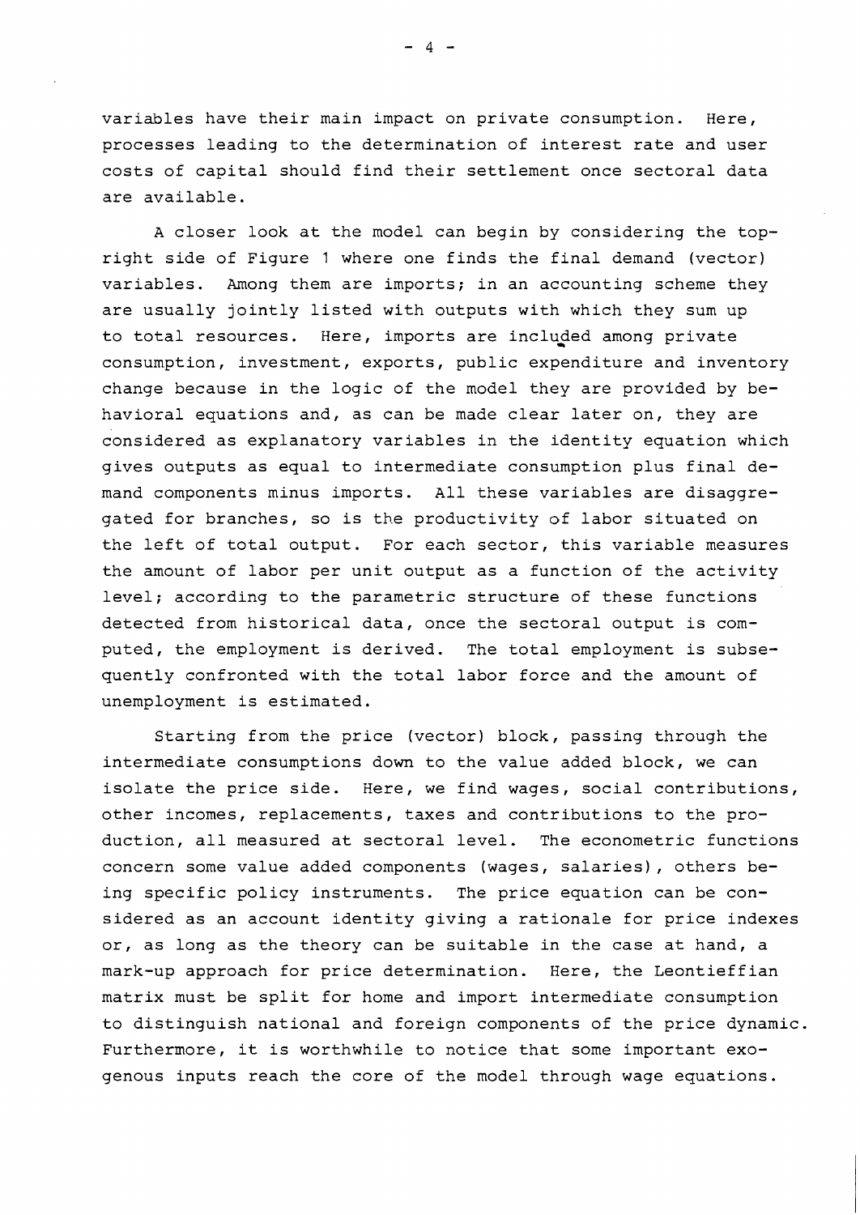variables have their main impact on private consumption. Here, processes leading to the determination of interest rate and user costs of capital should find their settlement once sectoral data are available.

A closer look at the model can begin by considering the top-right side of Figure 1 where one finds the final demand (vector) variables. Among them are imports; in an accounting scheme they are usually jointly listed with outputs with which they sum up to total resources. Here, imports are included among private consumption, investment, exports, public expenditure and inventory change because in the logic of the model they are provided by behavioral equations and, as can be made clear later on, they are considered as explanatory variables in the identity equation which gives outputs as equal to intermediate consumption plus final demand components minus imports. All these variables are disaggregated for branches, so is the productivity of labor situated on the left of total output. For each sector, this variable measures the amount of labor per unit output as a function of the activity level; according to the parametric structure of these functions detected from historical data, once the sectoral output is computed, the employment is derived. The total employment is subsequently confronted with the total labor force and the amount of unemployment is estimated.

Starting from the price (vector) block, passing through the intermediate consumptions down to the value added block, we can isolate the price side. Here, we find wages, social contributions, other incomes, replacements, taxes and contributions to the production, all measured at sectoral level. The econometric functions concern some value added components (wages, salaries), others being specific policy instruments. The price equation can be considered as an account identity giving a rationale for price indexes or, as long as the theory can be suitable in the case at hand, a mark-up approach for price determination. Here, the Leontieffian matrix must be split for home and import intermediate consumption to distinguish national and foreign components of the price dynamic. Furthermore, it is worthwhile to notice that some important exogenous inputs reach the core of the model through wage equations.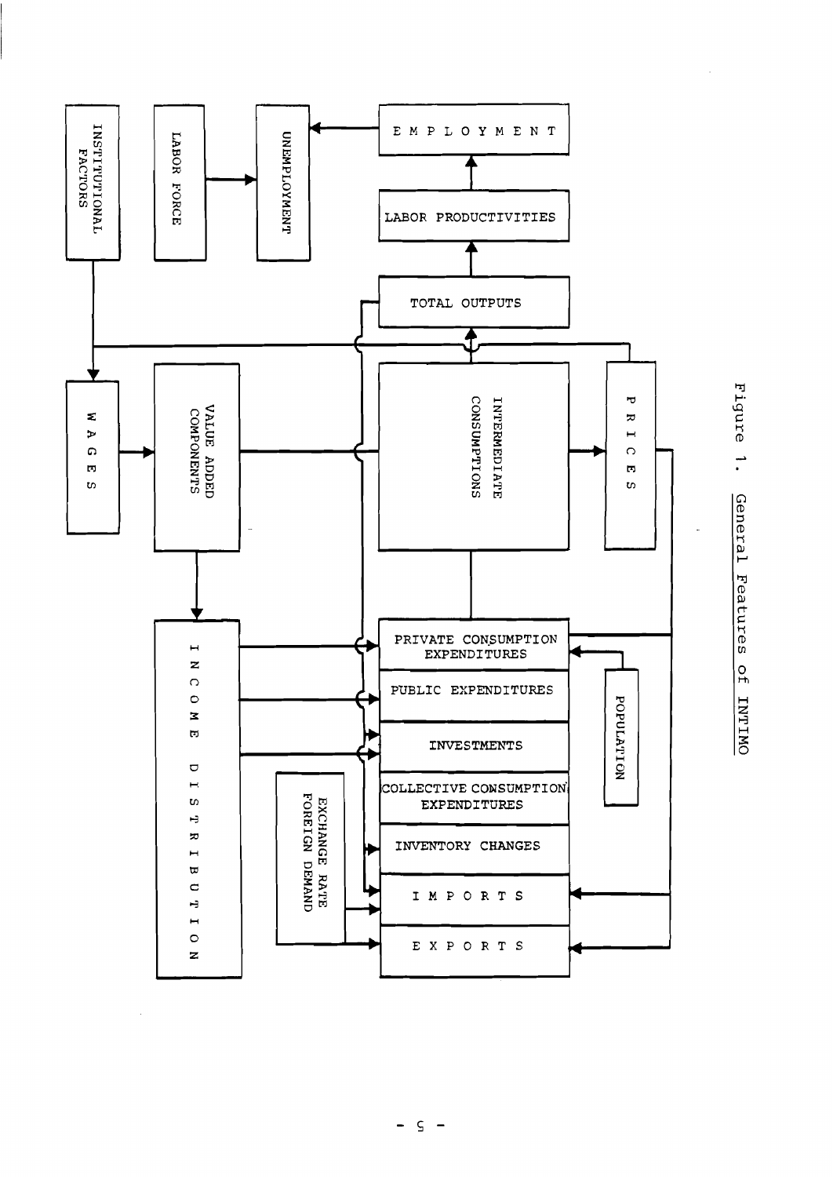Figure 1. General Features of INTIMO

INSTITUTIONAL FACTORS

LABOR FORCE

UNEMPLOYMENT

EMPLOYMENT

LABOR PRODUCTIVITIES

TOTAL OUTPUTS

WAGES

VALUE ADDED COMPONENTS

INTERMEDIATE CONSUMPTIONS

PRICES

INCOME DISTRIBUTION

PRIVATE CONSUMPTION EXPENDITURES

PUBLIC EXPENDITURES

INVESTMENTS

COLLECTIVE CONSUMPTION EXPENDITURES

INVENTORY CHANGES

IMPORTS

EXPORTS

POPULATION

EXCHANGE RATE FOREIGN DEMAND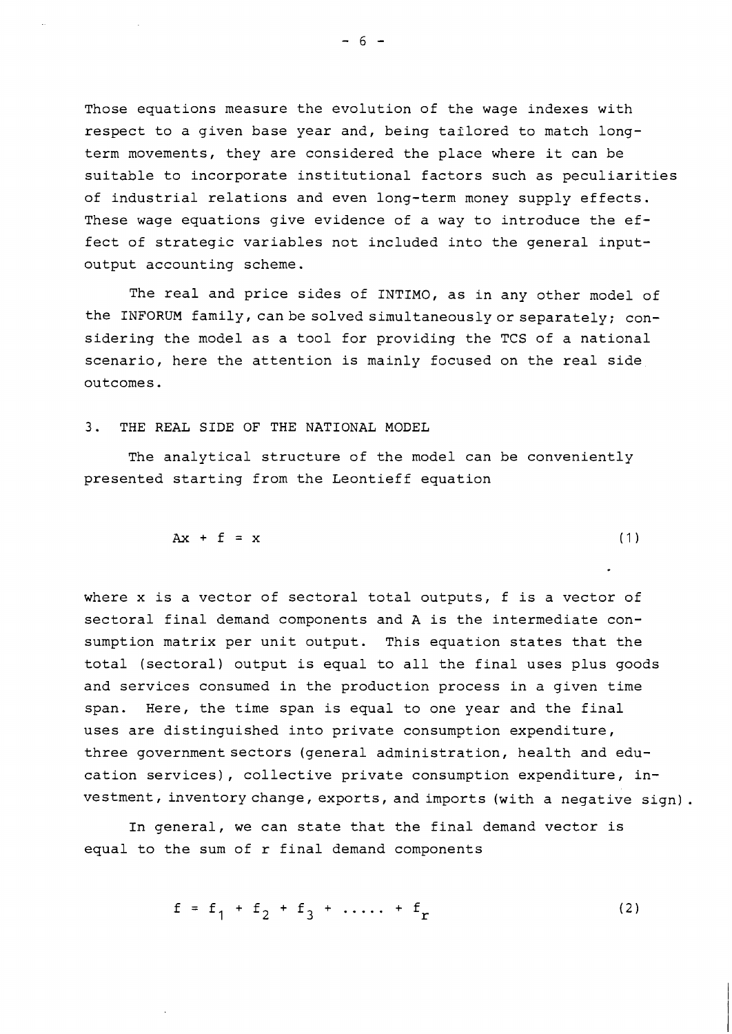Those equations measure the evolution of the wage indexes with respect to a given base year and, being tailored to match long-term movements, they are considered the place where it can be suitable to incorporate institutional factors such as peculiarities of industrial relations and even long-term money supply effects. These wage equations give evidence of a way to introduce the effect of strategic variables not included into the general input-output accounting scheme.

The real and price sides of INTIMO, as in any other model of the INFORUM family, can be solved simultaneously or separately; considering the model as a tool for providing the TCS of a national scenario, here the attention is mainly focused on the real side outcomes.

## 3. THE REAL SIDE OF THE NATIONAL MODEL

The analytical structure of the model can be conveniently presented starting from the Leontieff equation

$$Ax + f = x \tag{1}$$

where x is a vector of sectoral total outputs, f is a vector of sectoral final demand components and A is the intermediate consumption matrix per unit output. This equation states that the total (sectoral) output is equal to all the final uses plus goods and services consumed in the production process in a given time span. Here, the time span is equal to one year and the final uses are distinguished into private consumption expenditure, three government sectors (general administration, health and education services), collective private consumption expenditure, investment, inventory change, exports, and imports (with a negative sign).

In general, we can state that the final demand vector is equal to the sum of r final demand components

$$f = f_1 + f_2 + f_3 + \ldots\ldots + f_r \tag{2}$$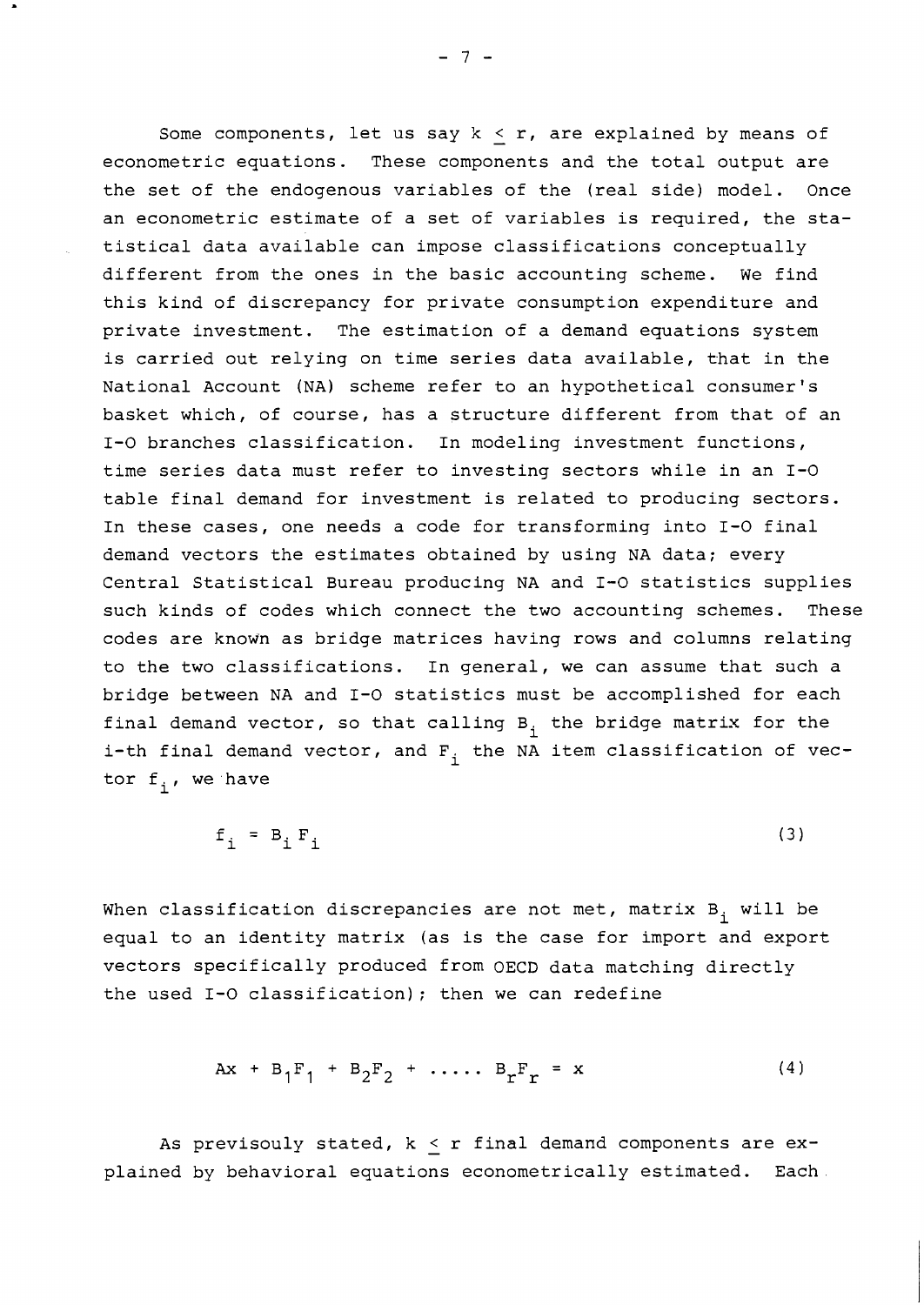Some components, let us say $k \leq r$, are explained by means of econometric equations. These components and the total output are the set of the endogenous variables of the (real side) model. Once an econometric estimate of a set of variables is required, the statistical data available can impose classifications conceptually different from the ones in the basic accounting scheme. We find this kind of discrepancy for private consumption expenditure and private investment. The estimation of a demand equations system is carried out relying on time series data available, that in the National Account (NA) scheme refer to an hypothetical consumer's basket which, of course, has a structure different from that of an I-O branches classification. In modeling investment functions, time series data must refer to investing sectors while in an I-O table final demand for investment is related to producing sectors. In these cases, one needs a code for transforming into I-O final demand vectors the estimates obtained by using NA data; every Central Statistical Bureau producing NA and I-O statistics supplies such kinds of codes which connect the two accounting schemes. These codes are known as bridge matrices having rows and columns relating to the two classifications. In general, we can assume that such a bridge between NA and I-O statistics must be accomplished for each final demand vector, so that calling $B_i$ the bridge matrix for the i-th final demand vector, and $F_i$ the NA item classification of vector $f_i$, we have

$$f_i = B_i F_i \tag{3}$$

When classification discrepancies are not met, matrix $B_i$ will be equal to an identity matrix (as is the case for import and export vectors specifically produced from OECD data matching directly the used I-O classification); then we can redefine

$$Ax + B_1F_1 + B_2F_2 + \ldots\ldots B_rF_r = x \tag{4}$$

As previsouly stated, $k \leq r$ final demand components are explained by behavioral equations econometrically estimated. Each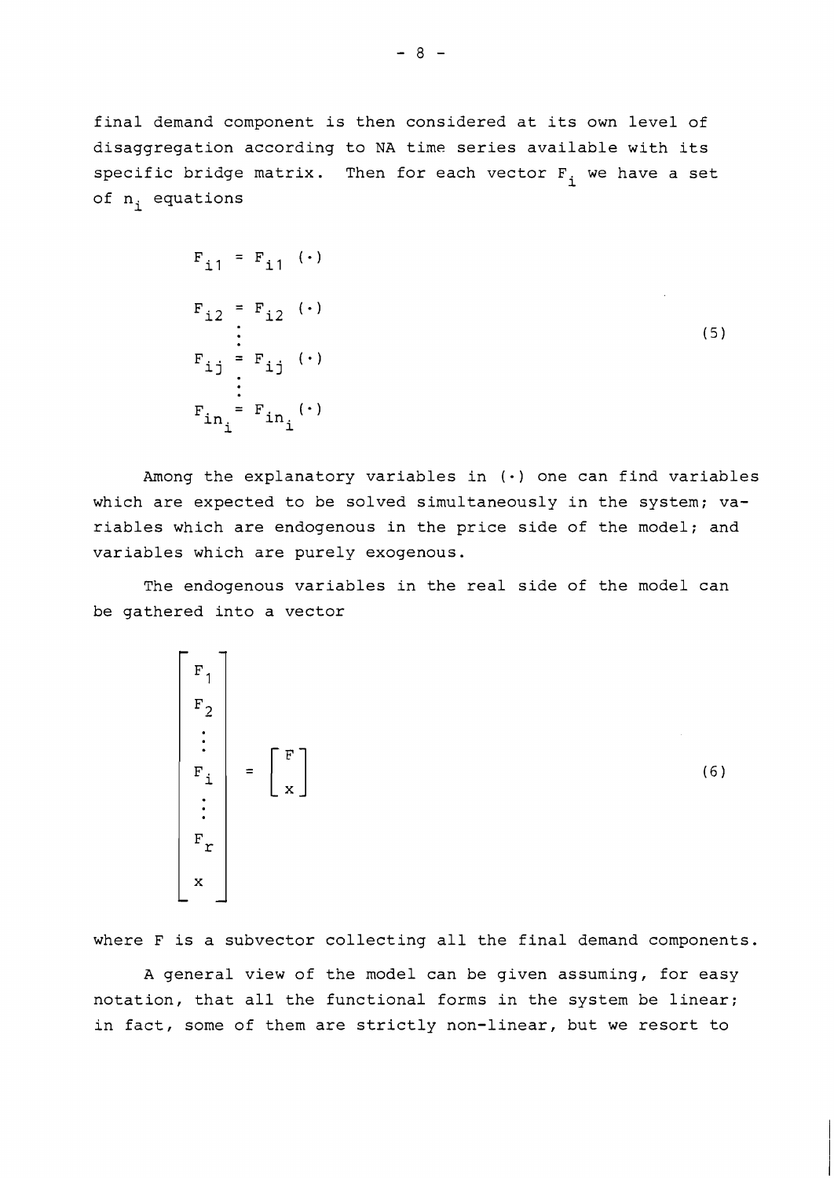final demand component is then considered at its own level of disaggregation according to NA time series available with its specific bridge matrix. Then for each vector $F_i$ we have a set of $n_i$ equations

$$
\begin{aligned}
F_{i1} &= F_{i1}\ (\cdot) \\
F_{i2} &= F_{i2}\ (\cdot) \\
&\ \vdots \\
F_{ij} &= F_{ij}\ (\cdot) \\
&\ \vdots \\
F_{in_i} &= F_{in_i}\ (\cdot)
\end{aligned}
\tag{5}
$$

Among the explanatory variables in $(\cdot)$ one can find variables which are expected to be solved simultaneously in the system; variables which are endogenous in the price side of the model; and variables which are purely exogenous.

The endogenous variables in the real side of the model can be gathered into a vector

$$
\begin{bmatrix} F_1 \\ F_2 \\ \vdots \\ F_i \\ \vdots \\ F_r \\ x \end{bmatrix} = \begin{bmatrix} F \\ x \end{bmatrix}
\tag{6}
$$

where F is a subvector collecting all the final demand components.

A general view of the model can be given assuming, for easy notation, that all the functional forms in the system be linear; in fact, some of them are strictly non-linear, but we resort to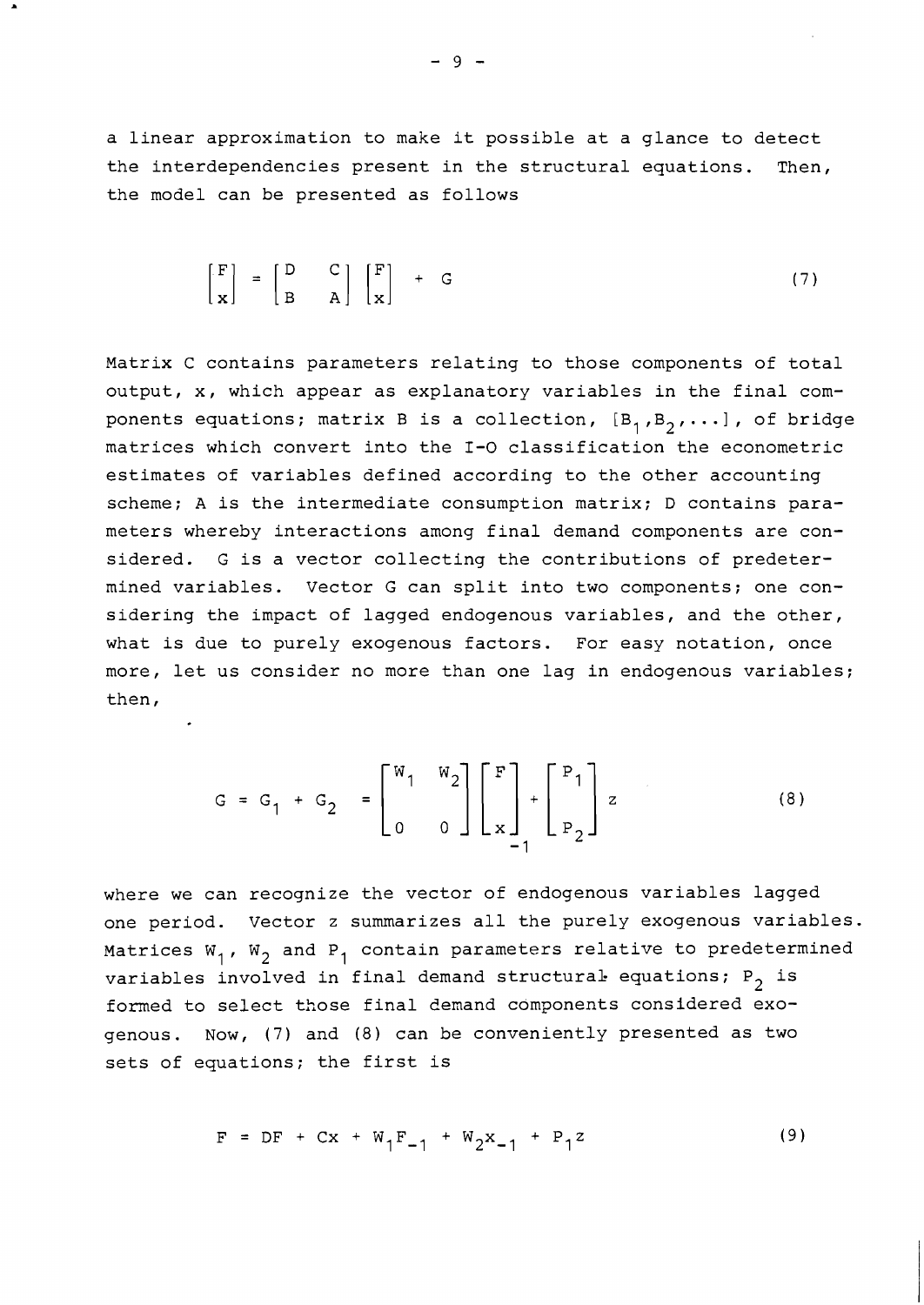a linear approximation to make it possible at a glance to detect the interdependencies present in the structural equations. Then, the model can be presented as follows

$$\begin{bmatrix} F \\ x \end{bmatrix} = \begin{bmatrix} D & C \\ B & A \end{bmatrix} \begin{bmatrix} F \\ x \end{bmatrix} + G \tag{7}$$

Matrix C contains parameters relating to those components of total output, x, which appear as explanatory variables in the final components equations; matrix B is a collection, $[B_1, B_2, \ldots]$, of bridge matrices which convert into the I-O classification the econometric estimates of variables defined according to the other accounting scheme; A is the intermediate consumption matrix; D contains parameters whereby interactions among final demand components are considered. G is a vector collecting the contributions of predetermined variables. Vector G can split into two components; one considering the impact of lagged endogenous variables, and the other, what is due to purely exogenous factors. For easy notation, once more, let us consider no more than one lag in endogenous variables; then,

$$G = G_1 + G_2 = \begin{bmatrix} W_1 & W_2 \\ 0 & 0 \end{bmatrix} \begin{bmatrix} F \\ x \end{bmatrix}_{-1} + \begin{bmatrix} P_1 \\ P_2 \end{bmatrix} z \tag{8}$$

where we can recognize the vector of endogenous variables lagged one period. Vector z summarizes all the purely exogenous variables. Matrices $W_1$, $W_2$ and $P_1$ contain parameters relative to predetermined variables involved in final demand structural equations; $P_2$ is formed to select those final demand components considered exogenous. Now, (7) and (8) can be conveniently presented as two sets of equations; the first is

$$F = DF + Cx + W_1F_{-1} + W_2x_{-1} + P_1z \tag{9}$$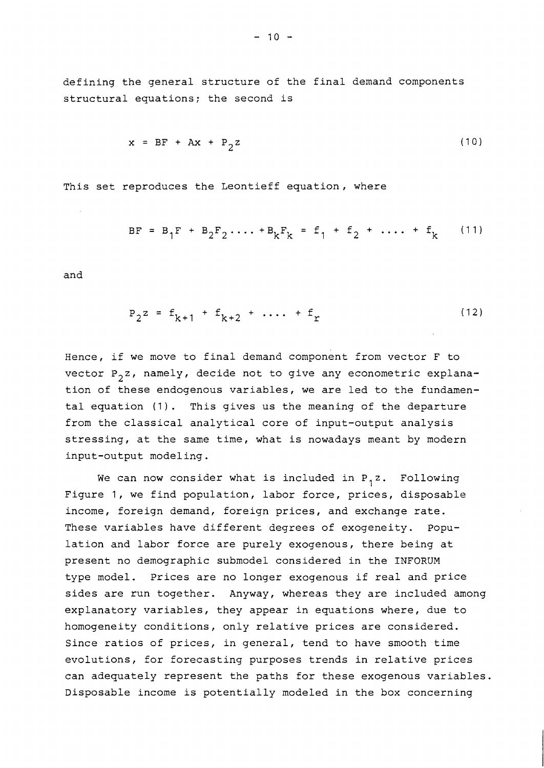defining the general structure of the final demand components structural equations; the second is

$$x = BF + Ax + P_2z \tag{10}$$

This set reproduces the Leontieff equation, where

$$BF = B_1F + B_2F_2 \ldots\ldots + B_kF_k = f_1 + f_2 + \ldots\ldots + f_k \tag{11}$$

and

$$P_2z = f_{k+1} + f_{k+2} + \ldots\ldots + f_r \tag{12}$$

Hence, if we move to final demand component from vector F to vector $P_2z$, namely, decide not to give any econometric explanation of these endogenous variables, we are led to the fundamental equation (1). This gives us the meaning of the departure from the classical analytical core of input-output analysis stressing, at the same time, what is nowadays meant by modern input-output modeling.

We can now consider what is included in $P_1z$. Following Figure 1, we find population, labor force, prices, disposable income, foreign demand, foreign prices, and exchange rate. These variables have different degrees of exogeneity. Population and labor force are purely exogenous, there being at present no demographic submodel considered in the INFORUM type model. Prices are no longer exogenous if real and price sides are run together. Anyway, whereas they are included among explanatory variables, they appear in equations where, due to homogeneity conditions, only relative prices are considered. Since ratios of prices, in general, tend to have smooth time evolutions, for forecasting purposes trends in relative prices can adequately represent the paths for these exogenous variables. Disposable income is potentially modeled in the box concerning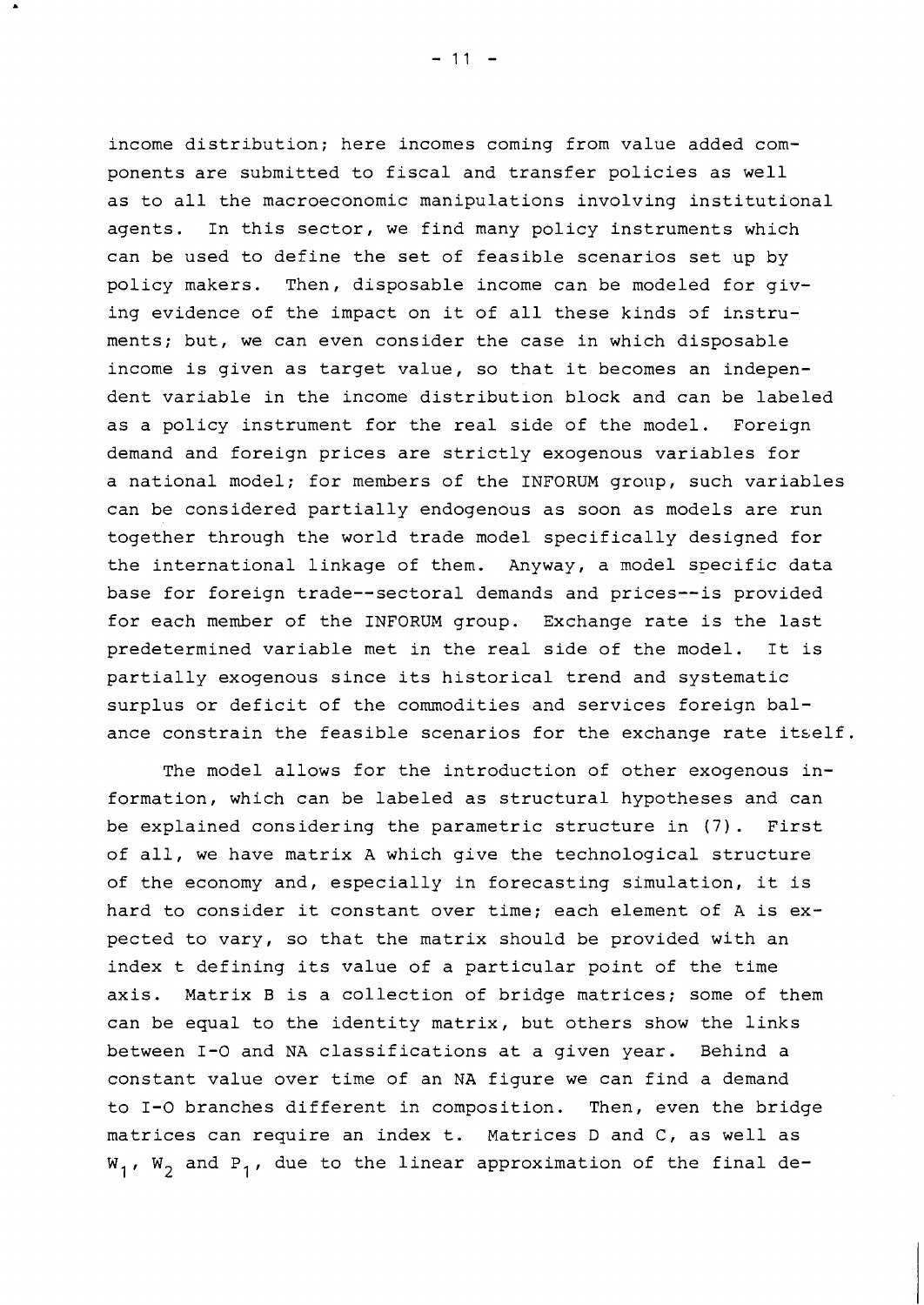income distribution; here incomes coming from value added components are submitted to fiscal and transfer policies as well as to all the macroeconomic manipulations involving institutional agents. In this sector, we find many policy instruments which can be used to define the set of feasible scenarios set up by policy makers. Then, disposable income can be modeled for giving evidence of the impact on it of all these kinds of instruments; but, we can even consider the case in which disposable income is given as target value, so that it becomes an independent variable in the income distribution block and can be labeled as a policy instrument for the real side of the model. Foreign demand and foreign prices are strictly exogenous variables for a national model; for members of the INFORUM group, such variables can be considered partially endogenous as soon as models are run together through the world trade model specifically designed for the international linkage of them. Anyway, a model specific data base for foreign trade--sectoral demands and prices--is provided for each member of the INFORUM group. Exchange rate is the last predetermined variable met in the real side of the model. It is partially exogenous since its historical trend and systematic surplus or deficit of the commodities and services foreign balance constrain the feasible scenarios for the exchange rate itself.

The model allows for the introduction of other exogenous information, which can be labeled as structural hypotheses and can be explained considering the parametric structure in (7). First of all, we have matrix A which give the technological structure of the economy and, especially in forecasting simulation, it is hard to consider it constant over time; each element of A is expected to vary, so that the matrix should be provided with an index t defining its value of a particular point of the time axis. Matrix B is a collection of bridge matrices; some of them can be equal to the identity matrix, but others show the links between I-O and NA classifications at a given year. Behind a constant value over time of an NA figure we can find a demand to I-O branches different in composition. Then, even the bridge matrices can require an index t. Matrices D and C, as well as $W_1$, $W_2$ and $P_1$, due to the linear approximation of the final de-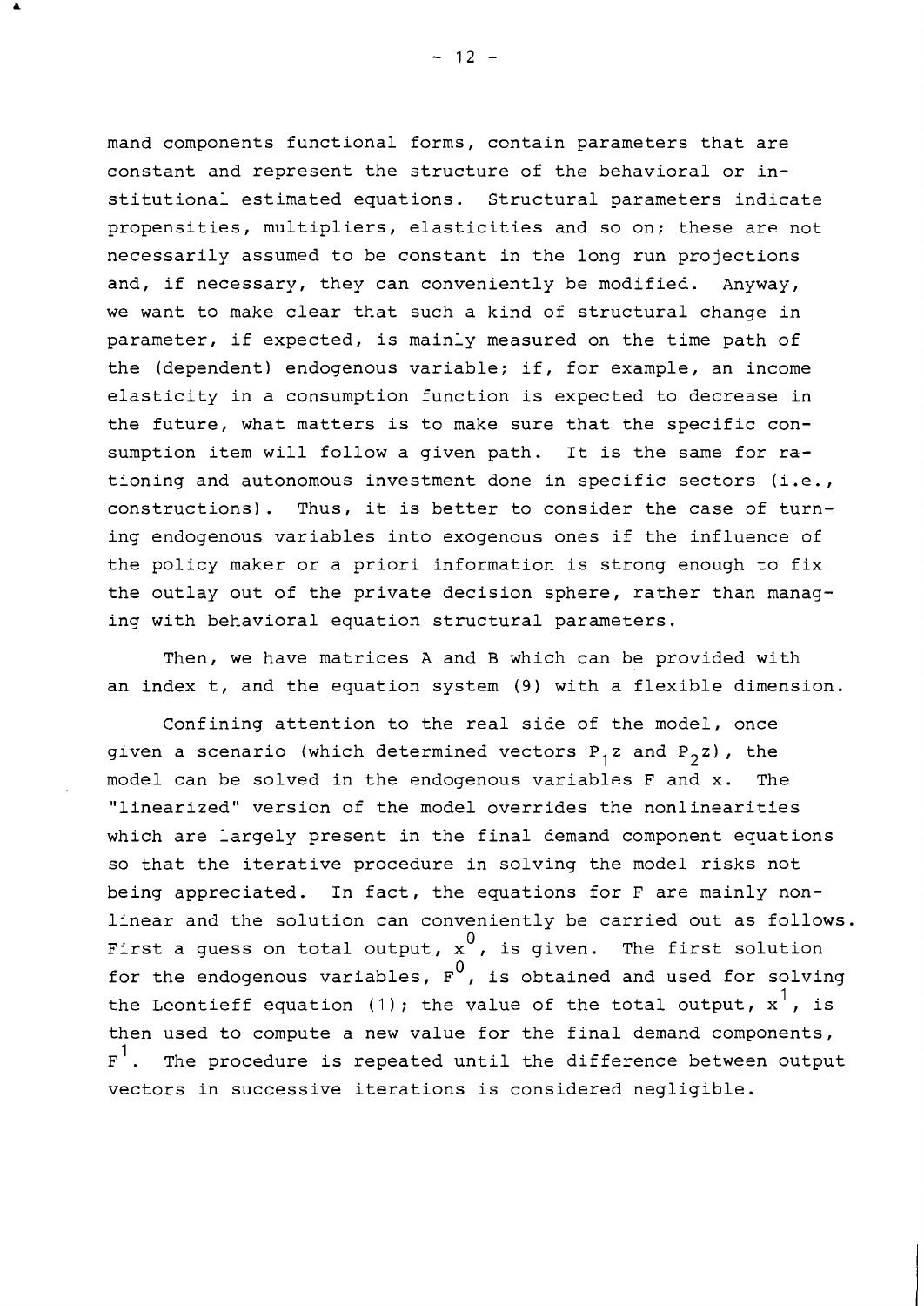mand components functional forms, contain parameters that are constant and represent the structure of the behavioral or institutional estimated equations. Structural parameters indicate propensities, multipliers, elasticities and so on; these are not necessarily assumed to be constant in the long run projections and, if necessary, they can conveniently be modified. Anyway, we want to make clear that such a kind of structural change in parameter, if expected, is mainly measured on the time path of the (dependent) endogenous variable; if, for example, an income elasticity in a consumption function is expected to decrease in the future, what matters is to make sure that the specific consumption item will follow a given path. It is the same for rationing and autonomous investment done in specific sectors (i.e., constructions). Thus, it is better to consider the case of turning endogenous variables into exogenous ones if the influence of the policy maker or a priori information is strong enough to fix the outlay out of the private decision sphere, rather than managing with behavioral equation structural parameters.

Then, we have matrices A and B which can be provided with an index t, and the equation system (9) with a flexible dimension.

Confining attention to the real side of the model, once given a scenario (which determined vectors $P_1z$ and $P_2z$), the model can be solved in the endogenous variables F and x. The "linearized" version of the model overrides the nonlinearities which are largely present in the final demand component equations so that the iterative procedure in solving the model risks not being appreciated. In fact, the equations for F are mainly nonlinear and the solution can conveniently be carried out as follows. First a guess on total output, $x^0$, is given. The first solution for the endogenous variables, $F^0$, is obtained and used for solving the Leontieff equation (1); the value of the total output, $x^1$, is then used to compute a new value for the final demand components, $F^1$. The procedure is repeated until the difference between output vectors in successive iterations is considered negligible.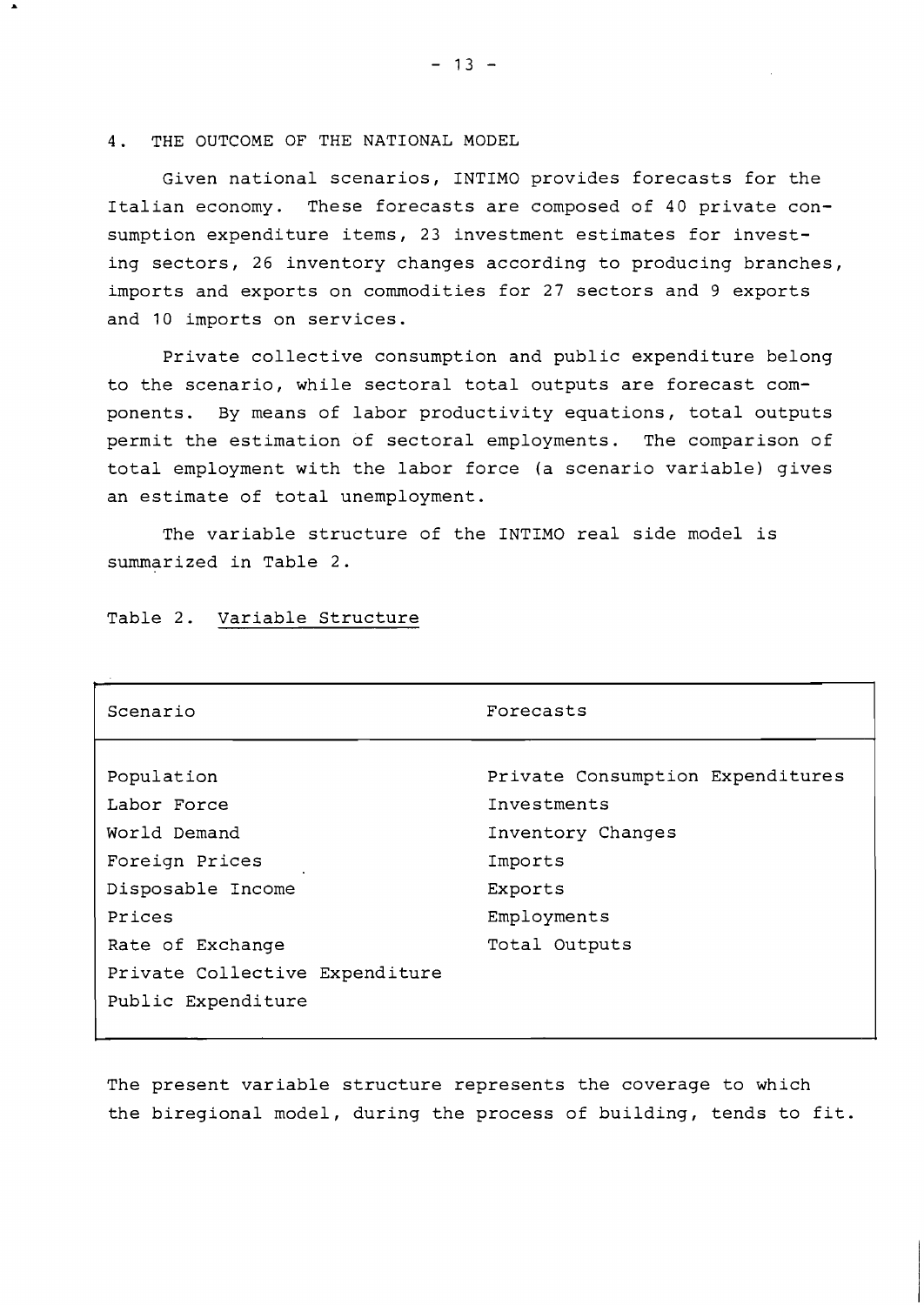## 4. THE OUTCOME OF THE NATIONAL MODEL

Given national scenarios, INTIMO provides forecasts for the Italian economy. These forecasts are composed of 40 private consumption expenditure items, 23 investment estimates for investing sectors, 26 inventory changes according to producing branches, imports and exports on commodities for 27 sectors and 9 exports and 10 imports on services.

Private collective consumption and public expenditure belong to the scenario, while sectoral total outputs are forecast components. By means of labor productivity equations, total outputs permit the estimation of sectoral employments. The comparison of total employment with the labor force (a scenario variable) gives an estimate of total unemployment.

The variable structure of the INTIMO real side model is summarized in Table 2.

Table 2. Variable Structure

| Scenario | Forecasts |
|---|---|
| Population | Private Consumption Expenditures |
| Labor Force | Investments |
| World Demand | Inventory Changes |
| Foreign Prices | Imports |
| Disposable Income | Exports |
| Prices | Employments |
| Rate of Exchange | Total Outputs |
| Private Collective Expenditure | |
| Public Expenditure | |

The present variable structure represents the coverage to which the biregional model, during the process of building, tends to fit.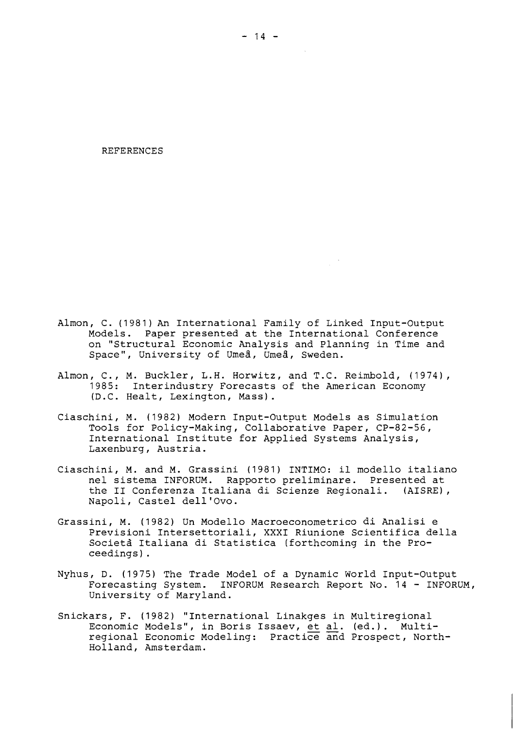# REFERENCES

Almon, C. (1981) An International Family of Linked Input-Output Models. Paper presented at the International Conference on "Structural Economic Analysis and Planning in Time and Space", University of Umeå, Umeå, Sweden.

Almon, C., M. Buckler, L.H. Horwitz, and T.C. Reimbold, (1974), 1985: Interindustry Forecasts of the American Economy (D.C. Healt, Lexington, Mass).

Ciaschini, M. (1982) Modern Input-Output Models as Simulation Tools for Policy-Making, Collaborative Paper, CP-82-56, International Institute for Applied Systems Analysis, Laxenburg, Austria.

Ciaschini, M. and M. Grassini (1981) INTIMO: il modello italiano nel sistema INFORUM. Rapporto preliminare. Presented at the II Conferenza Italiana di Scienze Regionali. (AISRE), Napoli, Castel dell'Ovo.

Grassini, M. (1982) Un Modello Macroeconometrico di Analisi e Previsioni Intersettoriali, XXXI Riunione Scientifica della Società Italiana di Statistica (forthcoming in the Proceedings).

Nyhus, D. (1975) The Trade Model of a Dynamic World Input-Output Forecasting System. INFORUM Research Report No. 14 - INFORUM, University of Maryland.

Snickars, F. (1982) "International Linakges in Multiregional Economic Models", in Boris Issaev, *et al*. (ed.). Multiregional Economic Modeling: Practice and Prospect, North-Holland, Amsterdam.